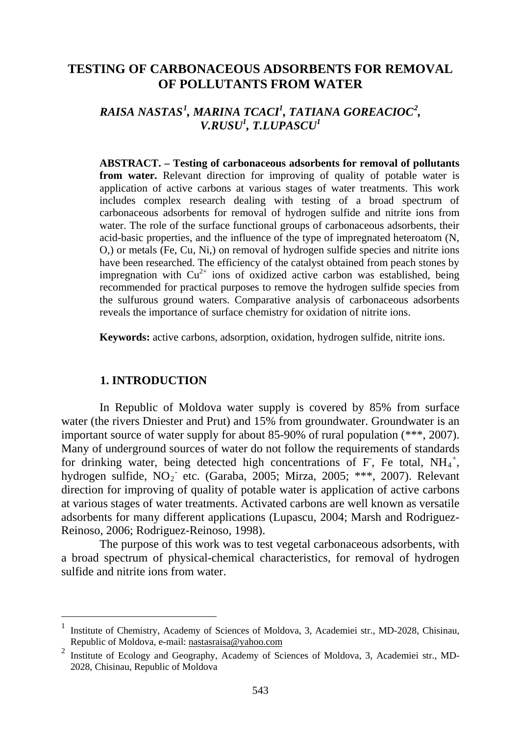# TESTING OF CARBONACEOUS ADSORBENTS FOR REMOVAL OF POLLUTANTS FROM WATER

***RAISA NASTAS[1], MARINA TCACI[1], TATIANA GOREACIOC[2], V.RUSU[1], T.LUPASCU[1]***

**ABSTRACT. – Testing of carbonaceous adsorbents for removal of pollutants from water.** Relevant direction for improving of quality of potable water is application of active carbons at various stages of water treatments. This work includes complex research dealing with testing of a broad spectrum of carbonaceous adsorbents for removal of hydrogen sulfide and nitrite ions from water. The role of the surface functional groups of carbonaceous adsorbents, their acid-basic properties, and the influence of the type of impregnated heteroatom (N, O,) or metals (Fe, Cu, Ni,) on removal of hydrogen sulfide species and nitrite ions have been researched. The efficiency of the catalyst obtained from peach stones by impregnation with $Cu^{2+}$ ions of oxidized active carbon was established, being recommended for practical purposes to remove the hydrogen sulfide species from the sulfurous ground waters. Comparative analysis of carbonaceous adsorbents reveals the importance of surface chemistry for oxidation of nitrite ions.

**Keywords:** active carbons, adsorption, oxidation, hydrogen sulfide, nitrite ions.

## 1. INTRODUCTION

In Republic of Moldova water supply is covered by 85% from surface water (the rivers Dniester and Prut) and 15% from groundwater. Groundwater is an important source of water supply for about 85-90% of rural population (***, 2007). Many of underground sources of water do not follow the requirements of standards for drinking water, being detected high concentrations of $F^-$, Fe total, $NH_4^+$, hydrogen sulfide, $NO_2^-$ etc. (Garaba, 2005; Mirza, 2005; ***, 2007). Relevant direction for improving of quality of potable water is application of active carbons at various stages of water treatments. Activated carbons are well known as versatile adsorbents for many different applications (Lupascu, 2004; Marsh and Rodriguez-Reinoso, 2006; Rodriguez-Reinoso, 1998).

The purpose of this work was to test vegetal carbonaceous adsorbents, with a broad spectrum of physical-chemical characteristics, for removal of hydrogen sulfide and nitrite ions from water.

---

[1] Institute of Chemistry, Academy of Sciences of Moldova, 3, Academiei str., MD-2028, Chisinau, Republic of Moldova, e-mail: nastasraisa@yahoo.com

[2] Institute of Ecology and Geography, Academy of Sciences of Moldova, 3, Academiei str., MD-2028, Chisinau, Republic of Moldova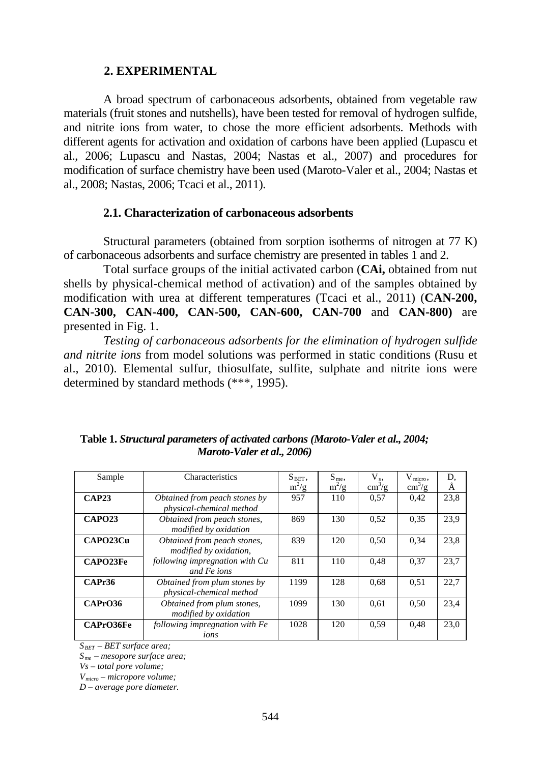## 2. EXPERIMENTAL

A broad spectrum of carbonaceous adsorbents, obtained from vegetable raw materials (fruit stones and nutshells), have been tested for removal of hydrogen sulfide, and nitrite ions from water, to chose the more efficient adsorbents. Methods with different agents for activation and oxidation of carbons have been applied (Lupascu et al., 2006; Lupascu and Nastas, 2004; Nastas et al., 2007) and procedures for modification of surface chemistry have been used (Maroto-Valer et al., 2004; Nastas et al., 2008; Nastas, 2006; Tcaci et al., 2011).

### 2.1. Characterization of carbonaceous adsorbents

Structural parameters (obtained from sorption isotherms of nitrogen at 77 K) of carbonaceous adsorbents and surface chemistry are presented in tables 1 and 2.

Total surface groups of the initial activated carbon (**CAi,** obtained from nut shells by physical-chemical method of activation) and of the samples obtained by modification with urea at different temperatures (Tcaci et al., 2011) (**CAN-200, CAN-300, CAN-400, CAN-500, CAN-600, CAN-700** and **CAN-800)** are presented in Fig. 1.

*Testing of carbonaceous adsorbents for the elimination of hydrogen sulfide and nitrite ions* from model solutions was performed in static conditions (Rusu et al., 2010). Elemental sulfur, thiosulfate, sulfite, sulphate and nitrite ions were determined by standard methods (***, 1995).

**Table 1.** ***Structural parameters of activated carbons (Maroto-Valer et al., 2004; Maroto-Valer et al., 2006)***

| Sample | Characteristics | $S_{BET}$, $m^2/g$ | $S_{me}$, $m^2/g$ | $V_s$, $cm^3/g$ | $V_{micro}$, $cm^3/g$ | D, Å |
|---|---|---|---|---|---|---|
| **CAP23** | *Obtained from peach stones by physical-chemical method* | 957 | 110 | 0,57 | 0,42 | 23,8 |
| **CAPO23** | *Obtained from peach stones, modified by oxidation* | 869 | 130 | 0,52 | 0,35 | 23,9 |
| **CAPO23Cu** | *Obtained from peach stones, modified by oxidation, following impregnation with Cu and Fe ions* | 839 | 120 | 0,50 | 0,34 | 23,8 |
| **CAPO23Fe** | | 811 | 110 | 0,48 | 0,37 | 23,7 |
| **CAPr36** | *Obtained from plum stones by physical-chemical method* | 1199 | 128 | 0,68 | 0,51 | 22,7 |
| **CAPrO36** | *Obtained from plum stones, modified by oxidation* | 1099 | 130 | 0,61 | 0,50 | 23,4 |
| **CAPrO36Fe** | *following impregnation with Fe ions* | 1028 | 120 | 0,59 | 0,48 | 23,0 |

*$S_{BET}$ – BET surface area;*
*$S_{me}$ – mesopore surface area;*
*Vs – total pore volume;*
*$V_{micro}$ – micropore volume;*
*D – average pore diameter.*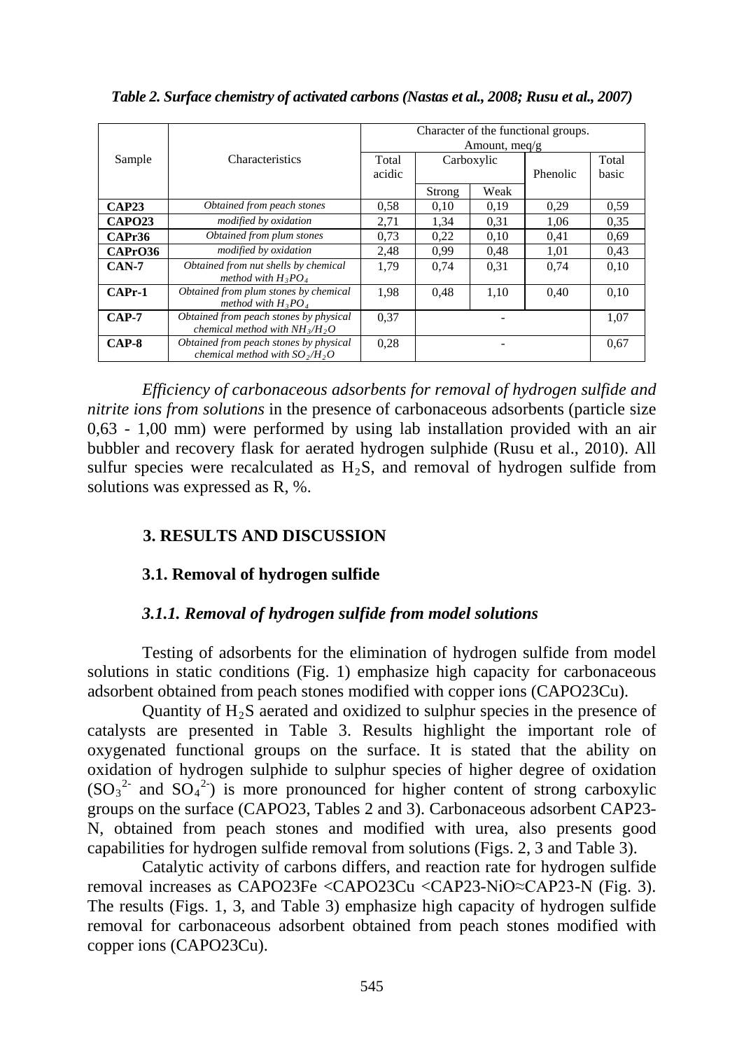*Table 2. Surface chemistry of activated carbons (Nastas et al., 2008; Rusu et al., 2007)*

| Sample | Characteristics | Character of the functional groups. Amount, meq/g | | | | |
|---|---|---|---|---|---|---|
| | | Total acidic | Carboxylic | | Phenolic | Total basic |
| | | | Strong | Weak | | |
| **CAP23** | *Obtained from peach stones* | 0,58 | 0,10 | 0,19 | 0,29 | 0,59 |
| **CAPO23** | *modified by oxidation* | 2,71 | 1,34 | 0,31 | 1,06 | 0,35 |
| **CAPr36** | *Obtained from plum stones* | 0,73 | 0,22 | 0,10 | 0,41 | 0,69 |
| **CAPrO36** | *modified by oxidation* | 2,48 | 0,99 | 0,48 | 1,01 | 0,43 |
| **CAN-7** | *Obtained from nut shells by chemical method with $H_3PO_4$* | 1,79 | 0,74 | 0,31 | 0,74 | 0,10 |
| **CAPr-1** | *Obtained from plum stones by chemical method with $H_3PO_4$* | 1,98 | 0,48 | 1,10 | 0,40 | 0,10 |
| **CAP-7** | *Obtained from peach stones by physical chemical method with $NH_3/H_2O$* | 0,37 | - | | | 1,07 |
| **CAP-8** | *Obtained from peach stones by physical chemical method with $SO_2/H_2O$* | 0,28 | - | | | 0,67 |

*Efficiency of carbonaceous adsorbents for removal of hydrogen sulfide and nitrite ions from solutions* in the presence of carbonaceous adsorbents (particle size 0,63 - 1,00 mm) were performed by using lab installation provided with an air bubbler and recovery flask for aerated hydrogen sulphide (Rusu et al., 2010). All sulfur species were recalculated as $H_2S$, and removal of hydrogen sulfide from solutions was expressed as R, %.

## 3. RESULTS AND DISCUSSION

### 3.1. Removal of hydrogen sulfide

#### *3.1.1. Removal of hydrogen sulfide from model solutions*

Testing of adsorbents for the elimination of hydrogen sulfide from model solutions in static conditions (Fig. 1) emphasize high capacity for carbonaceous adsorbent obtained from peach stones modified with copper ions (CAPO23Cu).

Quantity of $H_2S$ aerated and oxidized to sulphur species in the presence of catalysts are presented in Table 3. Results highlight the important role of oxygenated functional groups on the surface. It is stated that the ability on oxidation of hydrogen sulphide to sulphur species of higher degree of oxidation ($SO_3^{2-}$ and $SO_4^{2-}$) is more pronounced for higher content of strong carboxylic groups on the surface (CAPO23, Tables 2 and 3). Carbonaceous adsorbent CAP23-N, obtained from peach stones and modified with urea, also presents good capabilities for hydrogen sulfide removal from solutions (Figs. 2, 3 and Table 3).

Catalytic activity of carbons differs, and reaction rate for hydrogen sulfide removal increases as CAPO23Fe <CAPO23Cu <CAP23-NiO≈CAP23-N (Fig. 3). The results (Figs. 1, 3, and Table 3) emphasize high capacity of hydrogen sulfide removal for carbonaceous adsorbent obtained from peach stones modified with copper ions (CAPO23Cu).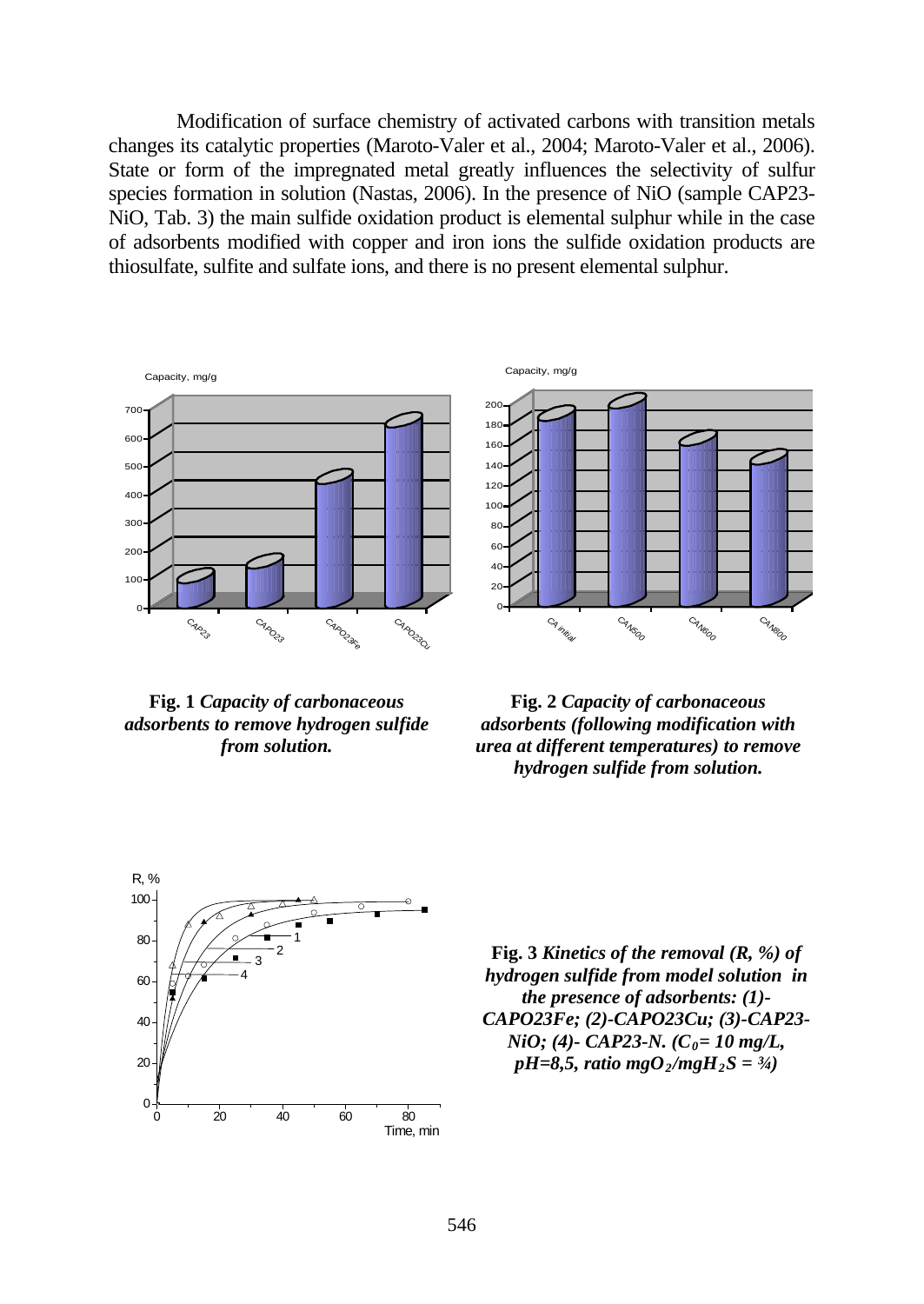Modification of surface chemistry of activated carbons with transition metals changes its catalytic properties (Maroto-Valer et al., 2004; Maroto-Valer et al., 2006). State or form of the impregnated metal greatly influences the selectivity of sulfur species formation in solution (Nastas, 2006). In the presence of NiO (sample CAP23-NiO, Tab. 3) the main sulfide oxidation product is elemental sulphur while in the case of adsorbents modified with copper and iron ions the sulfide oxidation products are thiosulfate, sulfite and sulfate ions, and there is no present elemental sulphur.

**Fig. 1** ***Capacity of carbonaceous adsorbents to remove hydrogen sulfide from solution.***

**Fig. 2** ***Capacity of carbonaceous adsorbents (following modification with urea at different temperatures) to remove hydrogen sulfide from solution.***

**Fig. 3** ***Kinetics of the removal (R, %) of hydrogen sulfide from model solution in the presence of adsorbents: (1)-CAPO23Fe; (2)-CAPO23Cu; (3)-CAP23-NiO; (4)- CAP23-N. ($C_0$= 10 mg/L, pH=8,5, ratio $mgO_2/mgH_2S$ = ¾)***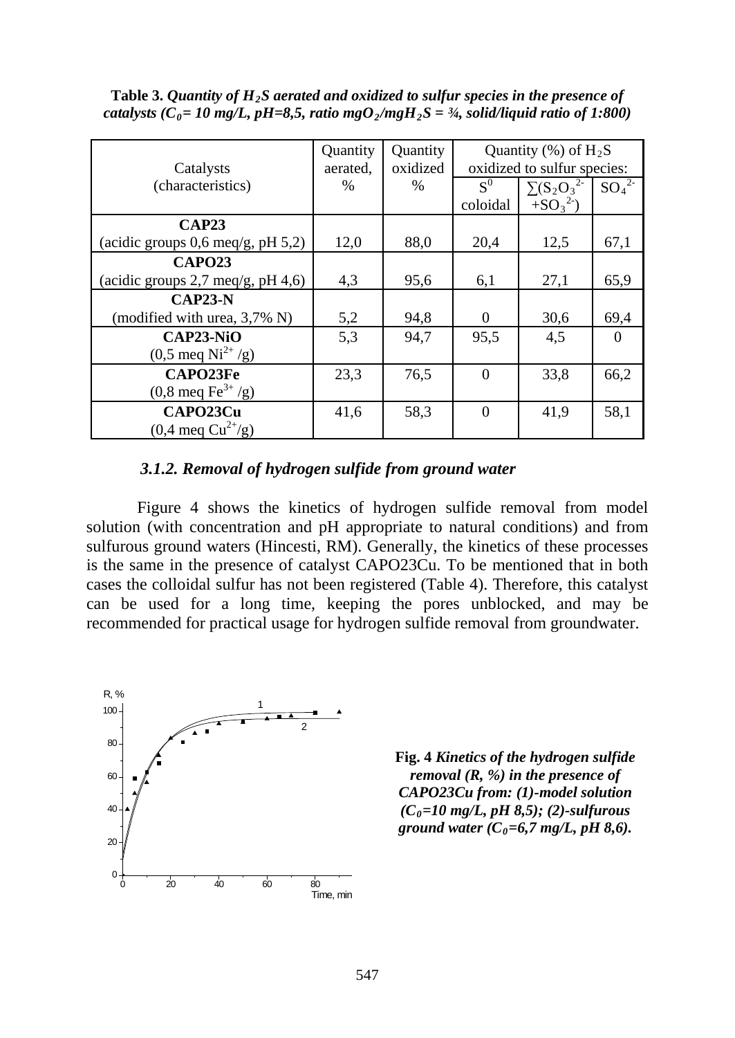**Table 3.** ***Quantity of $H_2S$ aerated and oxidized to sulfur species in the presence of catalysts ($C_0$= 10 mg/L, pH=8,5, ratio $mgO_2/mgH_2S$ = ¾, solid/liquid ratio of 1:800)***

| Catalysts (characteristics) | Quantity aerated, % | Quantity oxidized % | Quantity (%) of $H_2S$ oxidized to sulfur species: | | |
|---|---|---|---|---|---|
| | | | $S^0$ coloidal | $\sum(S_2O_3^{2-}+SO_3^{2-})$ | $SO_4^{2-}$ |
| **CAP23** (acidic groups 0,6 meq/g, pH 5,2) | 12,0 | 88,0 | 20,4 | 12,5 | 67,1 |
| **CAPO23** (acidic groups 2,7 meq/g, pH 4,6) | 4,3 | 95,6 | 6,1 | 27,1 | 65,9 |
| **CAP23-N** (modified with urea, 3,7% N) | 5,2 | 94,8 | 0 | 30,6 | 69,4 |
| **CAP23-NiO** (0,5 meq $Ni^{2+}$ /g) | 5,3 | 94,7 | 95,5 | 4,5 | 0 |
| **CAPO23Fe** (0,8 meq $Fe^{3+}$ /g) | 23,3 | 76,5 | 0 | 33,8 | 66,2 |
| **CAPO23Cu** (0,4 meq $Cu^{2+}$/g) | 41,6 | 58,3 | 0 | 41,9 | 58,1 |

### *3.1.2. Removal of hydrogen sulfide from ground water*

Figure 4 shows the kinetics of hydrogen sulfide removal from model solution (with concentration and pH appropriate to natural conditions) and from sulfurous ground waters (Hincesti, RM). Generally, the kinetics of these processes is the same in the presence of catalyst CAPO23Cu. To be mentioned that in both cases the colloidal sulfur has not been registered (Table 4). Therefore, this catalyst can be used for a long time, keeping the pores unblocked, and may be recommended for practical usage for hydrogen sulfide removal from groundwater.

**Fig. 4** ***Kinetics of the hydrogen sulfide removal (R, %) in the presence of CAPO23Cu from: (1)-model solution ($C_0$=10 mg/L, pH 8,5); (2)-sulfurous ground water ($C_0$=6,7 mg/L, pH 8,6).***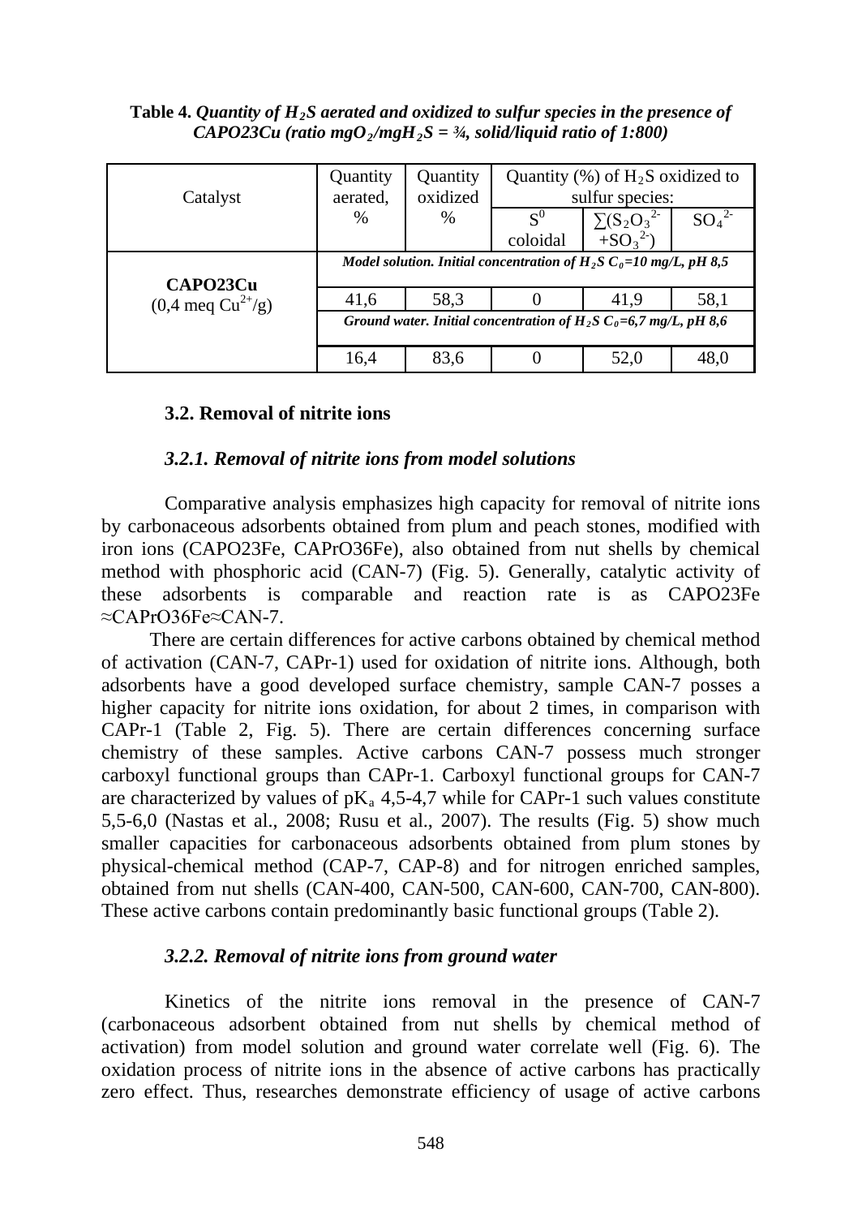**Table 4.** ***Quantity of $H_2S$ aerated and oxidized to sulfur species in the presence of CAPO23Cu (ratio $mgO_2/mgH_2S$ = ¾, solid/liquid ratio of 1:800)***

| Catalyst | Quantity aerated, % | Quantity oxidized % | Quantity (%) of $H_2S$ oxidized to sulfur species: | | |
|---|---|---|---|---|---|
| | | | $S^0$ coloidal | $\sum(S_2O_3^{2-}+SO_3^{2-})$ | $SO_4^{2-}$ |
| **CAPO23Cu** (0,4 meq $Cu^{2+}$/g) | ***Model solution. Initial concentration of $H_2S$ $C_0$=10 mg/L, pH 8,5*** | | | | |
| | 41,6 | 58,3 | 0 | 41,9 | 58,1 |
| | ***Ground water. Initial concentration of $H_2S$ $C_0$=6,7 mg/L, pH 8,6*** | | | | |
| | 16,4 | 83,6 | 0 | 52,0 | 48,0 |

### 3.2. Removal of nitrite ions

#### *3.2.1. Removal of nitrite ions from model solutions*

Comparative analysis emphasizes high capacity for removal of nitrite ions by carbonaceous adsorbents obtained from plum and peach stones, modified with iron ions (CAPO23Fe, CAPrO36Fe), also obtained from nut shells by chemical method with phosphoric acid (CAN-7) (Fig. 5). Generally, catalytic activity of these adsorbents is comparable and reaction rate is as CAPO23Fe ≈CAPrO36Fe≈CAN-7.

There are certain differences for active carbons obtained by chemical method of activation (CAN-7, CAPr-1) used for oxidation of nitrite ions. Although, both adsorbents have a good developed surface chemistry, sample CAN-7 posses a higher capacity for nitrite ions oxidation, for about 2 times, in comparison with CAPr-1 (Table 2, Fig. 5). There are certain differences concerning surface chemistry of these samples. Active carbons CAN-7 possess much stronger carboxyl functional groups than CAPr-1. Carboxyl functional groups for CAN-7 are characterized by values of $pK_a$ 4,5-4,7 while for CAPr-1 such values constitute 5,5-6,0 (Nastas et al., 2008; Rusu et al., 2007). The results (Fig. 5) show much smaller capacities for carbonaceous adsorbents obtained from plum stones by physical-chemical method (CAP-7, CAP-8) and for nitrogen enriched samples, obtained from nut shells (CAN-400, CAN-500, CAN-600, CAN-700, CAN-800). These active carbons contain predominantly basic functional groups (Table 2).

#### *3.2.2. Removal of nitrite ions from ground water*

Kinetics of the nitrite ions removal in the presence of CAN-7 (carbonaceous adsorbent obtained from nut shells by chemical method of activation) from model solution and ground water correlate well (Fig. 6). The oxidation process of nitrite ions in the absence of active carbons has practically zero effect. Thus, researches demonstrate efficiency of usage of active carbons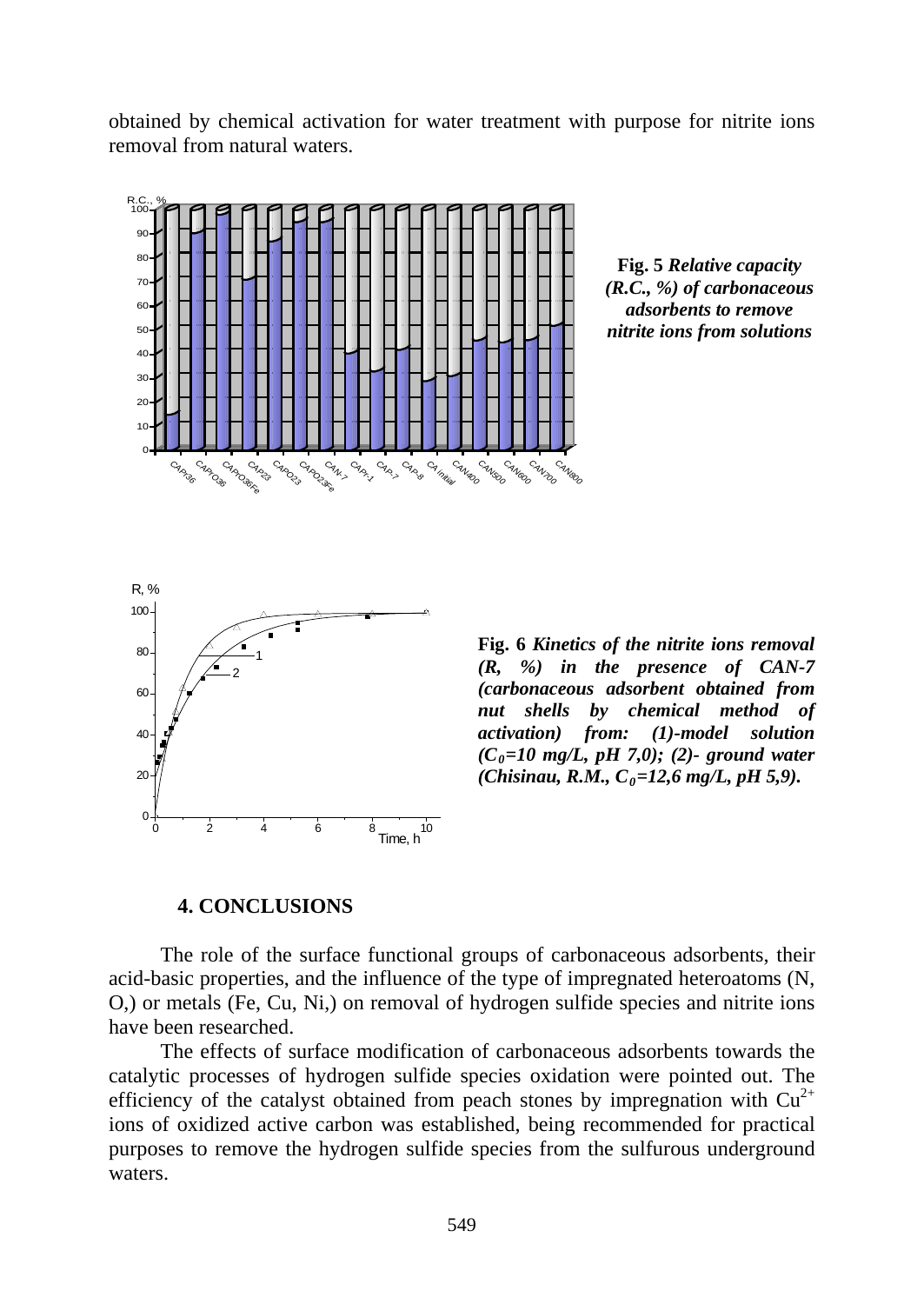obtained by chemical activation for water treatment with purpose for nitrite ions removal from natural waters.

**Fig. 5** ***Relative capacity (R.C., %) of carbonaceous adsorbents to remove nitrite ions from solutions***

**Fig. 6** ***Kinetics of the nitrite ions removal (R, %) in the presence of CAN-7 (carbonaceous adsorbent obtained from nut shells by chemical method of activation) from: (1)-model solution ($C_0$=10 mg/L, pH 7,0); (2)- ground water (Chisinau, R.M., $C_0$=12,6 mg/L, pH 5,9).***

## 4. CONCLUSIONS

The role of the surface functional groups of carbonaceous adsorbents, their acid-basic properties, and the influence of the type of impregnated heteroatoms (N, O,) or metals (Fe, Cu, Ni,) on removal of hydrogen sulfide species and nitrite ions have been researched.

The effects of surface modification of carbonaceous adsorbents towards the catalytic processes of hydrogen sulfide species oxidation were pointed out. The efficiency of the catalyst obtained from peach stones by impregnation with $Cu^{2+}$ ions of oxidized active carbon was established, being recommended for practical purposes to remove the hydrogen sulfide species from the sulfurous underground waters.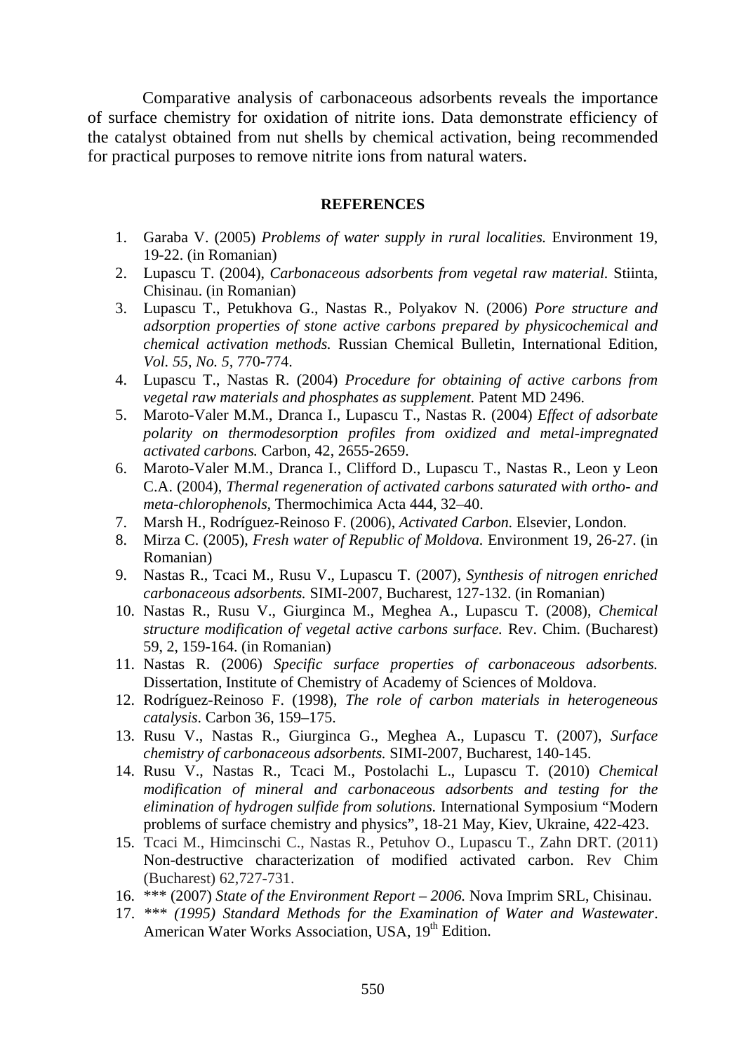Comparative analysis of carbonaceous adsorbents reveals the importance of surface chemistry for oxidation of nitrite ions. Data demonstrate efficiency of the catalyst obtained from nut shells by chemical activation, being recommended for practical purposes to remove nitrite ions from natural waters.

## REFERENCES

1. Garaba V. (2005) *Problems of water supply in rural localities.* Environment 19, 19-22. (in Romanian)
2. Lupascu T. (2004), *Carbonaceous adsorbents from vegetal raw material.* Stiinta, Chisinau. (in Romanian)
3. Lupascu T., Petukhova G., Nastas R., Polyakov N. (2006) *Pore structure and adsorption properties of stone active carbons prepared by physicochemical and chemical activation methods.* Russian Chemical Bulletin, International Edition, *Vol. 55, No. 5*, 770-774.
4. Lupascu T., Nastas R. (2004) *Procedure for obtaining of active carbons from vegetal raw materials and phosphates as supplement.* Patent MD 2496.
5. Maroto-Valer M.M., Dranca I., Lupascu T., Nastas R. (2004) *Effect of adsorbate polarity on thermodesorption profiles from oxidized and metal-impregnated activated carbons.* Carbon, 42, 2655-2659.
6. Maroto-Valer M.M., Dranca I., Clifford D., Lupascu T., Nastas R., Leon y Leon C.A. (2004), *Thermal regeneration of activated carbons saturated with ortho- and meta-chlorophenols*, Thermochimica Acta 444, 32–40.
7. Marsh H., Rodríguez-Reinoso F. (2006), *Activated Carbon.* Elsevier, London.
8. Mirza C. (2005), *Fresh water of Republic of Moldova.* Environment 19, 26-27. (in Romanian)
9. Nastas R., Tcaci M., Rusu V., Lupascu T. (2007), *Synthesis of nitrogen enriched carbonaceous adsorbents.* SIMI-2007, Bucharest, 127-132. (in Romanian)
10. Nastas R., Rusu V., Giurginca M., Meghea A., Lupascu T. (2008), *Chemical structure modification of vegetal active carbons surface.* Rev. Chim. (Bucharest) 59, 2, 159-164. (in Romanian)
11. Nastas R. (2006) *Specific surface properties of carbonaceous adsorbents.* Dissertation, Institute of Chemistry of Academy of Sciences of Moldova.
12. Rodríguez-Reinoso F. (1998), *The role of carbon materials in heterogeneous catalysis*. Carbon 36, 159–175.
13. Rusu V., Nastas R., Giurginca G., Meghea A., Lupascu T. (2007), *Surface chemistry of carbonaceous adsorbents.* SIMI-2007, Bucharest, 140-145.
14. Rusu V., Nastas R., Tcaci M., Postolachi L., Lupascu T. (2010) *Chemical modification of mineral and carbonaceous adsorbents and testing for the elimination of hydrogen sulfide from solutions.* International Symposium "Modern problems of surface chemistry and physics", 18-21 May, Kiev, Ukraine, 422-423.
15. Tcaci M., Himcinschi C., Nastas R., Petuhov O., Lupascu T., Zahn DRT. (2011) Non-destructive characterization of modified activated carbon. Rev Chim (Bucharest) 62,727-731.
16. \*\*\* (2007) *State of the Environment Report – 2006.* Nova Imprim SRL, Chisinau.
17. *\*\*\* (1995) Standard Methods for the Examination of Water and Wastewater*. American Water Works Association, USA, 19th Edition.